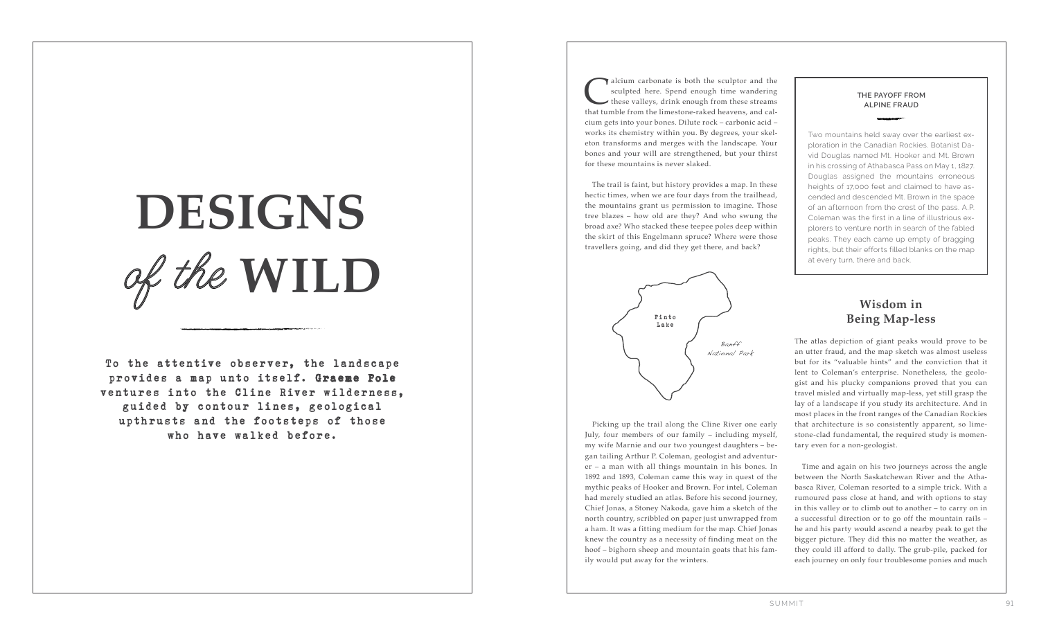# DESIGNS *of the* WILD

**To the attentive observer, the landscape provides a map unto itself. Graeme Pole ventures into the Cline River wilderness, guided by contour lines, geological upthrusts and the footsteps of those who have walked before.**

Calcium carbonate is both the sculptor and the sculpted here. Spend enough time wandering these valleys, drink enough from these streams that tumble from the limestone-raked heavens, and calcium gets into your bones. Dilute rock – carbonic acid – works its chemistry within you. By degrees, your skeleton transforms and merges with the landscape. Your bones and your will are strengthened, but your thirst for these mountains is never slaked.

The trail is faint, but history provides a map. In these hectic times, when we are four days from the trailhead, the mountains grant us permission to imagine. Those tree blazes – how old are they? And who swung the broad axe? Who stacked these teepee poles deep within the skirt of this Engelmann spruce? Where were those travellers going, and did they get there, and back?

Pinto Lake

Banff National Park

Picking up the trail along the Cline River one early July, four members of our family – including myself, my wife Marnie and our two youngest daughters – began tailing Arthur P. Coleman, geologist and adventurer – a man with all things mountain in his bones. In 1892 and 1893, Coleman came this way in quest of the mythic peaks of Hooker and Brown. For intel, Coleman had merely studied an atlas. Before his second journey, Chief Jonas, a Stoney Nakoda, gave him a sketch of the north country, scribbled on paper just unwrapped from a ham. It was a fitting medium for the map. Chief Jonas knew the country as a necessity of finding meat on the hoof – bighorn sheep and mountain goats that his family would put away for the winters.

> **THE PAYOFF FROM ALPINE FRAUD**
>
> Two mountains held sway over the earliest exploration in the Canadian Rockies. Botanist David Douglas named Mt. Hooker and Mt. Brown in his crossing of Athabasca Pass on May 1, 1827. Douglas assigned the mountains erroneous heights of 17,000 feet and claimed to have ascended and descended Mt. Brown in the space of an afternoon from the crest of the pass. A.P. Coleman was the first in a line of illustrious explorers to venture north in search of the fabled peaks. They each came up empty of bragging rights, but their efforts filled blanks on the map at every turn, there and back.

## Wisdom in Being Map-less

The atlas depiction of giant peaks would prove to be an utter fraud, and the map sketch was almost useless but for its "valuable hints" and the conviction that it lent to Coleman's enterprise. Nonetheless, the geologist and his plucky companions proved that you can travel misled and virtually map-less, yet still grasp the lay of a landscape if you study its architecture. And in most places in the front ranges of the Canadian Rockies that architecture is so consistently apparent, so limestone-clad fundamental, the required study is momentary even for a non-geologist.

Time and again on his two journeys across the angle between the North Saskatchewan River and the Athabasca River, Coleman resorted to a simple trick. With a rumoured pass close at hand, and with options to stay in this valley or to climb out to another – to carry on in a successful direction or to go off the mountain rails – he and his party would ascend a nearby peak to get the bigger picture. They did this no matter the weather, as they could ill afford to dally. The grub-pile, packed for each journey on only four troublesome ponies and much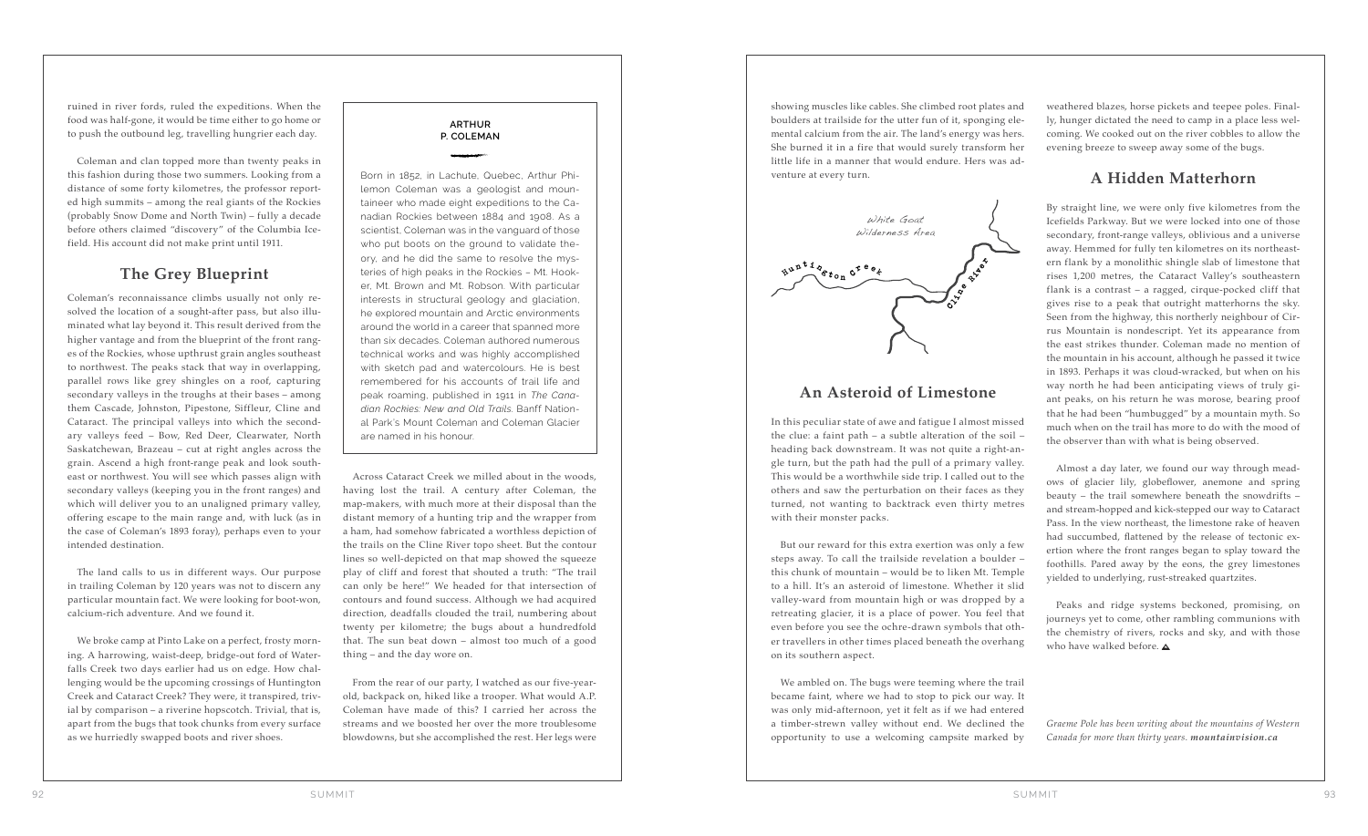ruined in river fords, ruled the expeditions. When the food was half-gone, it would be time either to go home or to push the outbound leg, travelling hungrier each day.

Coleman and clan topped more than twenty peaks in this fashion during those two summers. Looking from a distance of some forty kilometres, the professor reported high summits – among the real giants of the Rockies (probably Snow Dome and North Twin) – fully a decade before others claimed "discovery" of the Columbia Icefield. His account did not make print until 1911.

## The Grey Blueprint

Coleman's reconnaissance climbs usually not only resolved the location of a sought-after pass, but also illuminated what lay beyond it. This result derived from the higher vantage and from the blueprint of the front ranges of the Rockies, whose upthrust grain angles southeast to northwest. The peaks stack that way in overlapping, parallel rows like grey shingles on a roof, capturing secondary valleys in the troughs at their bases – among them Cascade, Johnston, Pipestone, Siffleur, Cline and Cataract. The principal valleys into which the secondary valleys feed – Bow, Red Deer, Clearwater, North Saskatchewan, Brazeau – cut at right angles across the grain. Ascend a high front-range peak and look southeast or northwest. You will see which passes align with secondary valleys (keeping you in the front ranges) and which will deliver you to an unaligned primary valley, offering escape to the main range and, with luck (as in the case of Coleman's 1893 foray), perhaps even to your intended destination.

The land calls to us in different ways. Our purpose in trailing Coleman by 120 years was not to discern any particular mountain fact. We were looking for boot-won, calcium-rich adventure. And we found it.

We broke camp at Pinto Lake on a perfect, frosty morning. A harrowing, waist-deep, bridge-out ford of Waterfalls Creek two days earlier had us on edge. How challenging would be the upcoming crossings of Huntington Creek and Cataract Creek? They were, it transpired, trivial by comparison – a riverine hopscotch. Trivial, that is, apart from the bugs that took chunks from every surface as we hurriedly swapped boots and river shoes.

### ARTHUR P. COLEMAN

Born in 1852, in Lachute, Quebec, Arthur Philemon Coleman was a geologist and mountaineer who made eight expeditions to the Canadian Rockies between 1884 and 1908. As a scientist, Coleman was in the vanguard of those who put boots on the ground to validate theory, and he did the same to resolve the mysteries of high peaks in the Rockies – Mt. Hooker, Mt. Brown and Mt. Robson. With particular interests in structural geology and glaciation, he explored mountain and Arctic environments around the world in a career that spanned more than six decades. Coleman authored numerous technical works and was highly accomplished with sketch pad and watercolours. He is best remembered for his accounts of trail life and peak roaming, published in 1911 in *The Canadian Rockies: New and Old Trails*. Banff National Park's Mount Coleman and Coleman Glacier are named in his honour.

Across Cataract Creek we milled about in the woods, having lost the trail. A century after Coleman, the map-makers, with much more at their disposal than the distant memory of a hunting trip and the wrapper from a ham, had somehow fabricated a worthless depiction of the trails on the Cline River topo sheet. But the contour lines so well-depicted on that map showed the squeeze play of cliff and forest that shouted a truth: "The trail can only be here!" We headed for that intersection of contours and found success. Although we had acquired direction, deadfalls clouded the trail, numbering about twenty per kilometre; the bugs about a hundredfold that. The sun beat down – almost too much of a good thing – and the day wore on.

From the rear of our party, I watched as our five-year-old, backpack on, hiked like a trooper. What would A.P. Coleman have made of this? I carried her across the streams and we boosted her over the more troublesome blowdowns, but she accomplished the rest. Her legs were showing muscles like cables. She climbed root plates and boulders at trailside for the utter fun of it, sponging elemental calcium from the air. The land's energy was hers. She burned it in a fire that would surely transform her little life in a manner that would endure. Hers was adventure at every turn.

White Goat Wilderness Area

Huntington Creek

Cline River

## An Asteroid of Limestone

In this peculiar state of awe and fatigue I almost missed the clue: a faint path – a subtle alteration of the soil – heading back downstream. It was not quite a right-angle turn, but the path had the pull of a primary valley. This would be a worthwhile side trip. I called out to the others and saw the perturbation on their faces as they turned, not wanting to backtrack even thirty metres with their monster packs.

But our reward for this extra exertion was only a few steps away. To call the trailside revelation a boulder – this chunk of mountain – would be to liken Mt. Temple to a hill. It's an asteroid of limestone. Whether it slid valley-ward from mountain high or was dropped by a retreating glacier, it is a place of power. You feel that even before you see the ochre-drawn symbols that other travellers in other times placed beneath the overhang on its southern aspect.

We ambled on. The bugs were teeming where the trail became faint, where we had to stop to pick our way. It was only mid-afternoon, yet it felt as if we had entered a timber-strewn valley without end. We declined the opportunity to use a welcoming campsite marked by weathered blazes, horse pickets and teepee poles. Finally, hunger dictated the need to camp in a place less welcoming. We cooked out on the river cobbles to allow the evening breeze to sweep away some of the bugs.

## A Hidden Matterhorn

By straight line, we were only five kilometres from the Icefields Parkway. But we were locked into one of those secondary, front-range valleys, oblivious and a universe away. Hemmed for fully ten kilometres on its northeastern flank by a monolithic shingle slab of limestone that rises 1,200 metres, the Cataract Valley's southeastern flank is a contrast – a ragged, cirque-pocked cliff that gives rise to a peak that outright matterhorns the sky. Seen from the highway, this northerly neighbour of Cirrus Mountain is nondescript. Yet its appearance from the east strikes thunder. Coleman made no mention of the mountain in his account, although he passed it twice in 1893. Perhaps it was cloud-wracked, but when on his way north he had been anticipating views of truly giant peaks, on his return he was morose, bearing proof that he had been "humbugged" by a mountain myth. So much when on the trail has more to do with the mood of the observer than with what is being observed.

Almost a day later, we found our way through meadows of glacier lily, globeflower, anemone and spring beauty – the trail somewhere beneath the snowdrifts – and stream-hopped and kick-stepped our way to Cataract Pass. In the view northeast, the limestone rake of heaven had succumbed, flattened by the release of tectonic exertion where the front ranges began to splay toward the foothills. Pared away by the eons, the grey limestones yielded to underlying, rust-streaked quartzites.

Peaks and ridge systems beckoned, promising, on journeys yet to come, other rambling communions with the chemistry of rivers, rocks and sky, and with those who have walked before. ▲

*Graeme Pole has been writing about the mountains of Western Canada for more than thirty years.* ***mountainvision.ca***